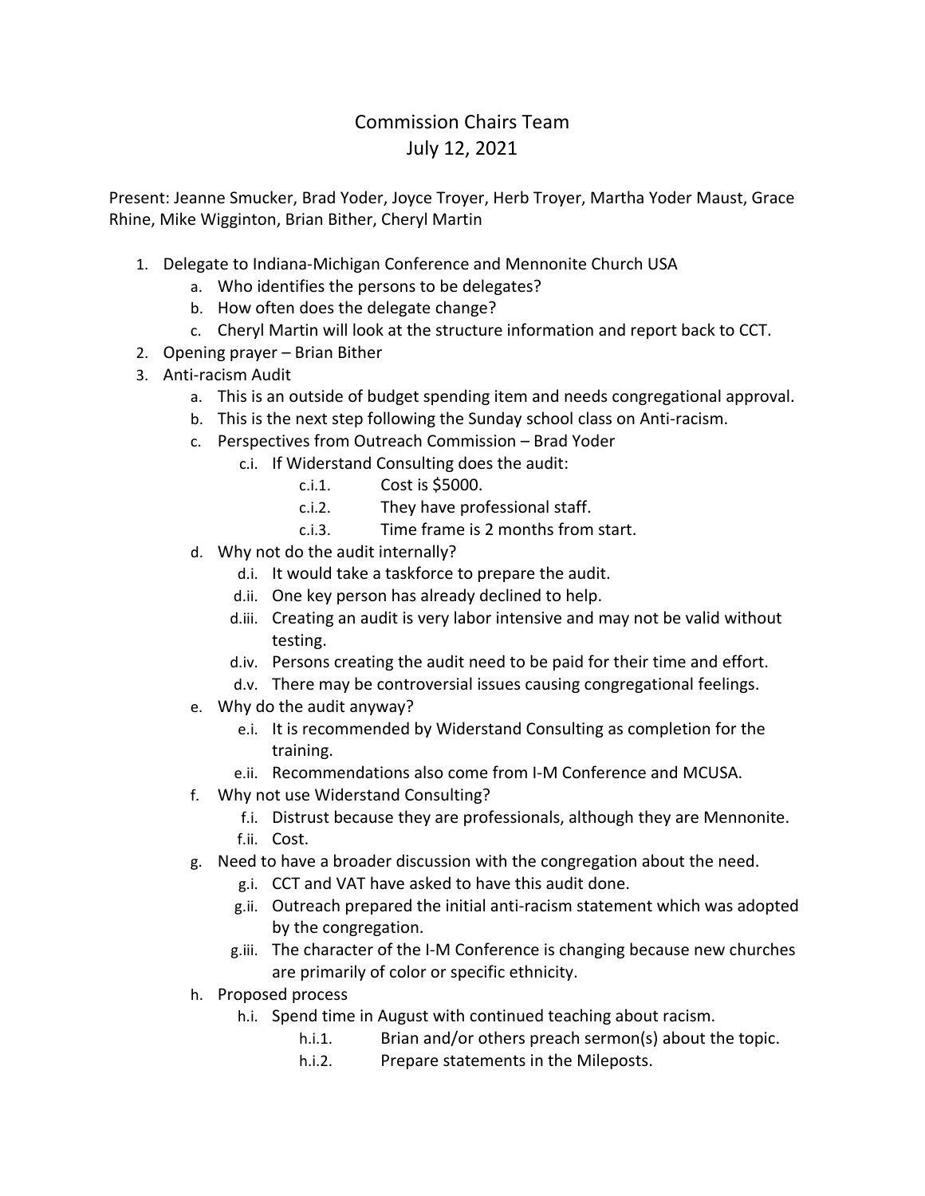# Commission Chairs Team
## July 12, 2021

Present: Jeanne Smucker, Brad Yoder, Joyce Troyer, Herb Troyer, Martha Yoder Maust, Grace Rhine, Mike Wigginton, Brian Bither, Cheryl Martin

1. Delegate to Indiana-Michigan Conference and Mennonite Church USA
    a. Who identifies the persons to be delegates?
    b. How often does the delegate change?
    c. Cheryl Martin will look at the structure information and report back to CCT.
2. Opening prayer – Brian Bither
3. Anti-racism Audit
    a. This is an outside of budget spending item and needs congregational approval.
    b. This is the next step following the Sunday school class on Anti-racism.
    c. Perspectives from Outreach Commission – Brad Yoder
        c.i. If Widerstand Consulting does the audit:
            c.i.1. Cost is $5000.
            c.i.2. They have professional staff.
            c.i.3. Time frame is 2 months from start.
    d. Why not do the audit internally?
        d.i. It would take a taskforce to prepare the audit.
        d.ii. One key person has already declined to help.
        d.iii. Creating an audit is very labor intensive and may not be valid without testing.
        d.iv. Persons creating the audit need to be paid for their time and effort.
        d.v. There may be controversial issues causing congregational feelings.
    e. Why do the audit anyway?
        e.i. It is recommended by Widerstand Consulting as completion for the training.
        e.ii. Recommendations also come from I-M Conference and MCUSA.
    f. Why not use Widerstand Consulting?
        f.i. Distrust because they are professionals, although they are Mennonite.
        f.ii. Cost.
    g. Need to have a broader discussion with the congregation about the need.
        g.i. CCT and VAT have asked to have this audit done.
        g.ii. Outreach prepared the initial anti-racism statement which was adopted by the congregation.
        g.iii. The character of the I-M Conference is changing because new churches are primarily of color or specific ethnicity.
    h. Proposed process
        h.i. Spend time in August with continued teaching about racism.
            h.i.1. Brian and/or others preach sermon(s) about the topic.
            h.i.2. Prepare statements in the Mileposts.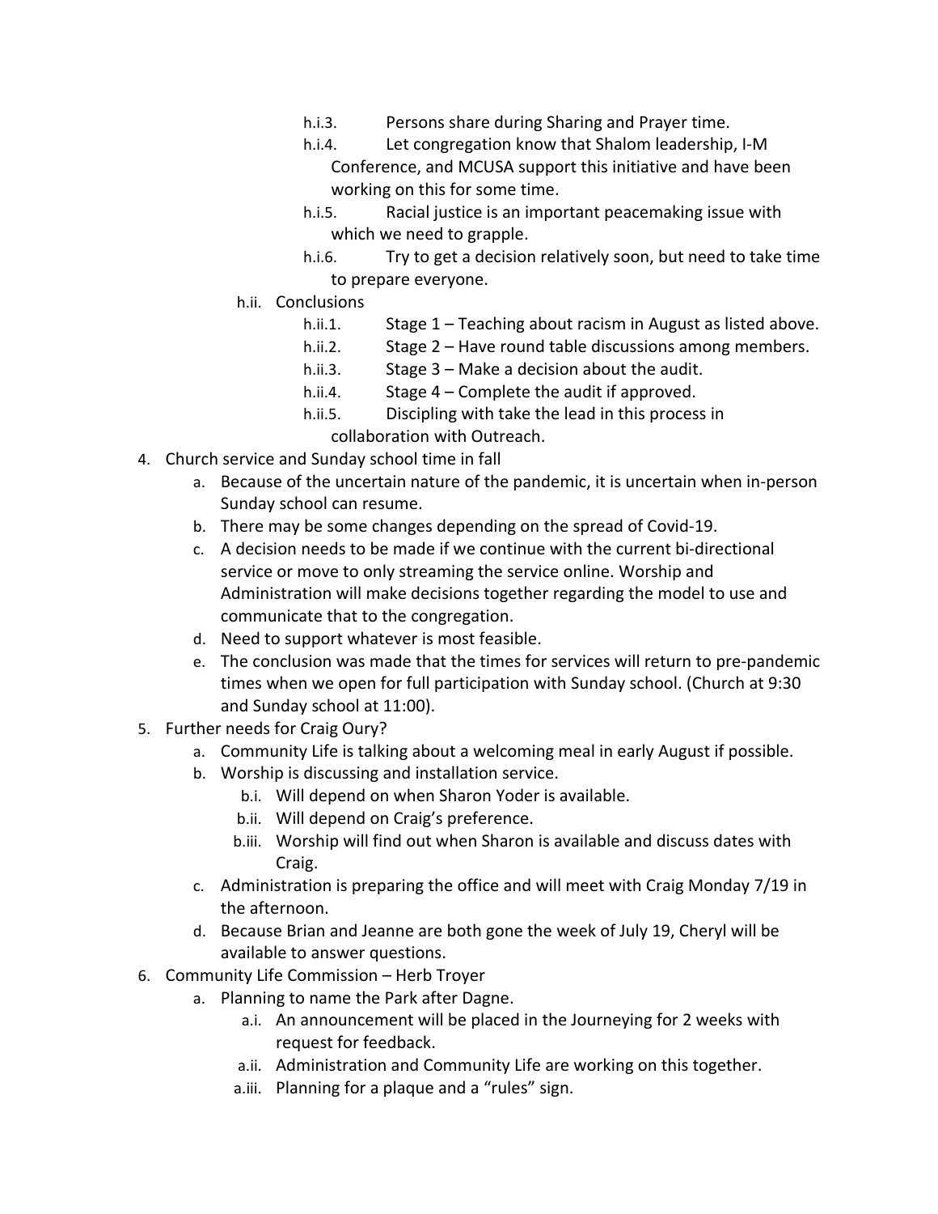- h.i.3. Persons share during Sharing and Prayer time.
- h.i.4. Let congregation know that Shalom leadership, I-M Conference, and MCUSA support this initiative and have been working on this for some time.
- h.i.5. Racial justice is an important peacemaking issue with which we need to grapple.
- h.i.6. Try to get a decision relatively soon, but need to take time to prepare everyone.

h.ii. Conclusions

- h.ii.1. Stage 1 – Teaching about racism in August as listed above.
- h.ii.2. Stage 2 – Have round table discussions among members.
- h.ii.3. Stage 3 – Make a decision about the audit.
- h.ii.4. Stage 4 – Complete the audit if approved.
- h.ii.5. Discipling with take the lead in this process in collaboration with Outreach.

4. Church service and Sunday school time in fall
   - a. Because of the uncertain nature of the pandemic, it is uncertain when in-person Sunday school can resume.
   - b. There may be some changes depending on the spread of Covid-19.
   - c. A decision needs to be made if we continue with the current bi-directional service or move to only streaming the service online. Worship and Administration will make decisions together regarding the model to use and communicate that to the congregation.
   - d. Need to support whatever is most feasible.
   - e. The conclusion was made that the times for services will return to pre-pandemic times when we open for full participation with Sunday school. (Church at 9:30 and Sunday school at 11:00).
5. Further needs for Craig Oury?
   - a. Community Life is talking about a welcoming meal in early August if possible.
   - b. Worship is discussing and installation service.
     - b.i. Will depend on when Sharon Yoder is available.
     - b.ii. Will depend on Craig's preference.
     - b.iii. Worship will find out when Sharon is available and discuss dates with Craig.
   - c. Administration is preparing the office and will meet with Craig Monday 7/19 in the afternoon.
   - d. Because Brian and Jeanne are both gone the week of July 19, Cheryl will be available to answer questions.
6. Community Life Commission – Herb Troyer
   - a. Planning to name the Park after Dagne.
     - a.i. An announcement will be placed in the Journeying for 2 weeks with request for feedback.
     - a.ii. Administration and Community Life are working on this together.
     - a.iii. Planning for a plaque and a "rules" sign.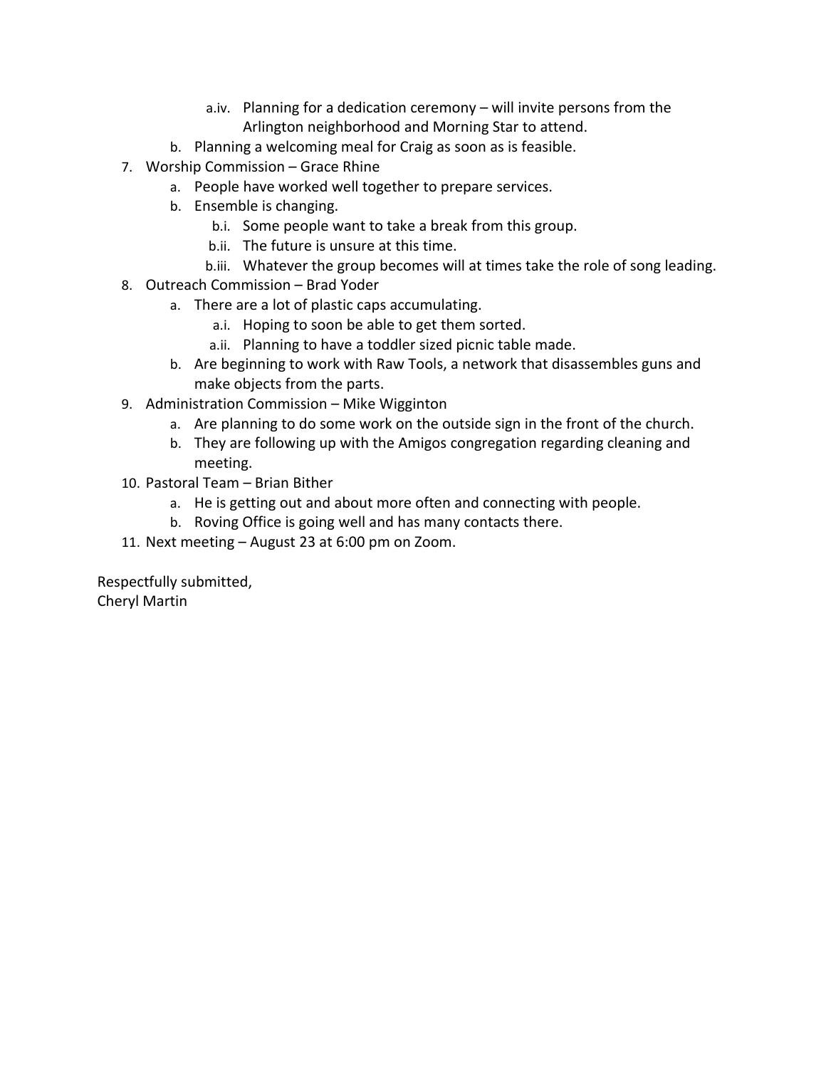a.iv. Planning for a dedication ceremony – will invite persons from the Arlington neighborhood and Morning Star to attend.
   b. Planning a welcoming meal for Craig as soon as is feasible.

7. Worship Commission – Grace Rhine
   a. People have worked well together to prepare services.
   b. Ensemble is changing.
      b.i. Some people want to take a break from this group.
      b.ii. The future is unsure at this time.
      b.iii. Whatever the group becomes will at times take the role of song leading.
8. Outreach Commission – Brad Yoder
   a. There are a lot of plastic caps accumulating.
      a.i. Hoping to soon be able to get them sorted.
      a.ii. Planning to have a toddler sized picnic table made.
   b. Are beginning to work with Raw Tools, a network that disassembles guns and make objects from the parts.
9. Administration Commission – Mike Wigginton
   a. Are planning to do some work on the outside sign in the front of the church.
   b. They are following up with the Amigos congregation regarding cleaning and meeting.
10. Pastoral Team – Brian Bither
    a. He is getting out and about more often and connecting with people.
    b. Roving Office is going well and has many contacts there.
11. Next meeting – August 23 at 6:00 pm on Zoom.

Respectfully submitted,
Cheryl Martin